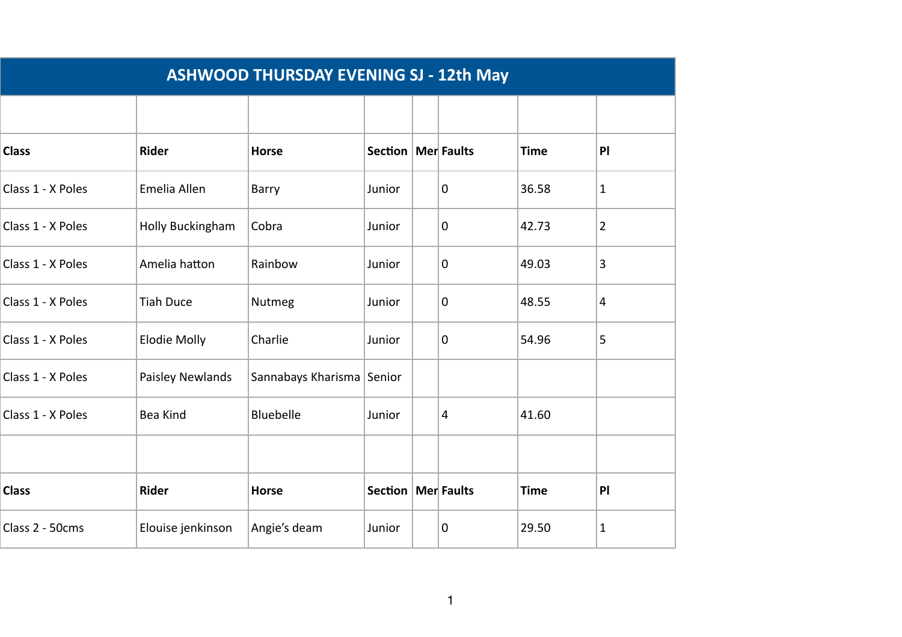# ASHWOOD THURSDAY EVENING SJ - 12th May

| Class | Rider | Horse | Section | Mer | Faults | Time | Pl |
|---|---|---|---|---|---|---|---|
| Class 1 - X Poles | Emelia Allen | Barry | Junior | | 0 | 36.58 | 1 |
| Class 1 - X Poles | Holly Buckingham | Cobra | Junior | | 0 | 42.73 | 2 |
| Class 1 - X Poles | Amelia hatton | Rainbow | Junior | | 0 | 49.03 | 3 |
| Class 1 - X Poles | Tiah Duce | Nutmeg | Junior | | 0 | 48.55 | 4 |
| Class 1 - X Poles | Elodie Molly | Charlie | Junior | | 0 | 54.96 | 5 |
| Class 1 - X Poles | Paisley Newlands | Sannabays Kharisma | Senior | | | | |
| Class 1 - X Poles | Bea Kind | Bluebelle | Junior | | 4 | 41.60 | |

| Class | Rider | Horse | Section | Mer | Faults | Time | Pl |
|---|---|---|---|---|---|---|---|
| Class 2 - 50cms | Elouise jenkinson | Angie's deam | Junior | | 0 | 29.50 | 1 |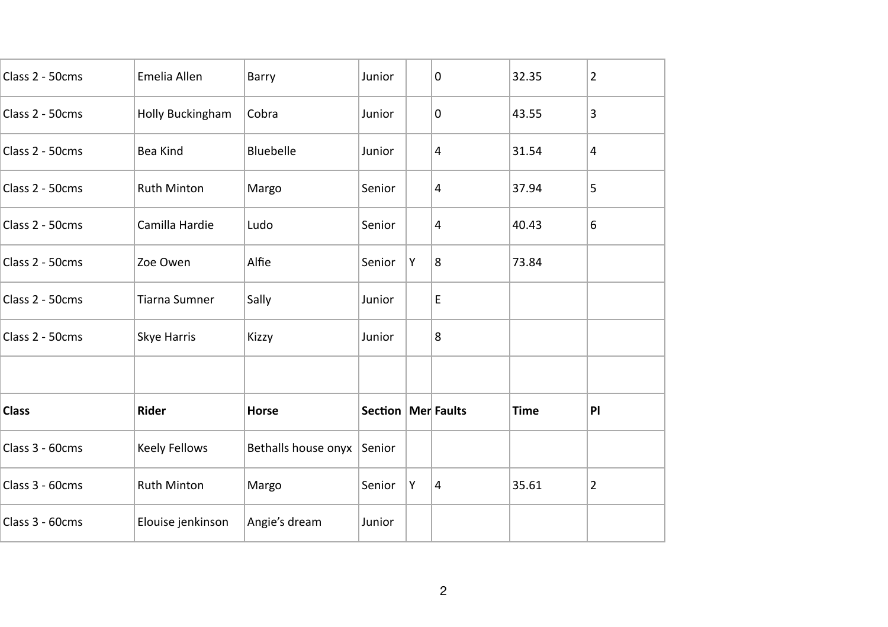| Class 2 - 50cms | Emelia Allen | Barry | Junior | | 0 | 32.35 | 2 |
|---|---|---|---|---|---|---|---|
| Class 2 - 50cms | Holly Buckingham | Cobra | Junior | | 0 | 43.55 | 3 |
| Class 2 - 50cms | Bea Kind | Bluebelle | Junior | | 4 | 31.54 | 4 |
| Class 2 - 50cms | Ruth Minton | Margo | Senior | | 4 | 37.94 | 5 |
| Class 2 - 50cms | Camilla Hardie | Ludo | Senior | | 4 | 40.43 | 6 |
| Class 2 - 50cms | Zoe Owen | Alfie | Senior | Y | 8 | 73.84 | |
| Class 2 - 50cms | Tiarna Sumner | Sally | Junior | | E | | |
| Class 2 - 50cms | Skye Harris | Kizzy | Junior | | 8 | | |
| | | | | | | | |
| **Class** | **Rider** | **Horse** | **Section** | **Mer** | **Faults** | **Time** | **Pl** |
| Class 3 - 60cms | Keely Fellows | Bethalls house onyx | Senior | | | | |
| Class 3 - 60cms | Ruth Minton | Margo | Senior | Y | 4 | 35.61 | 2 |
| Class 3 - 60cms | Elouise jenkinson | Angie's dream | Junior | | | | |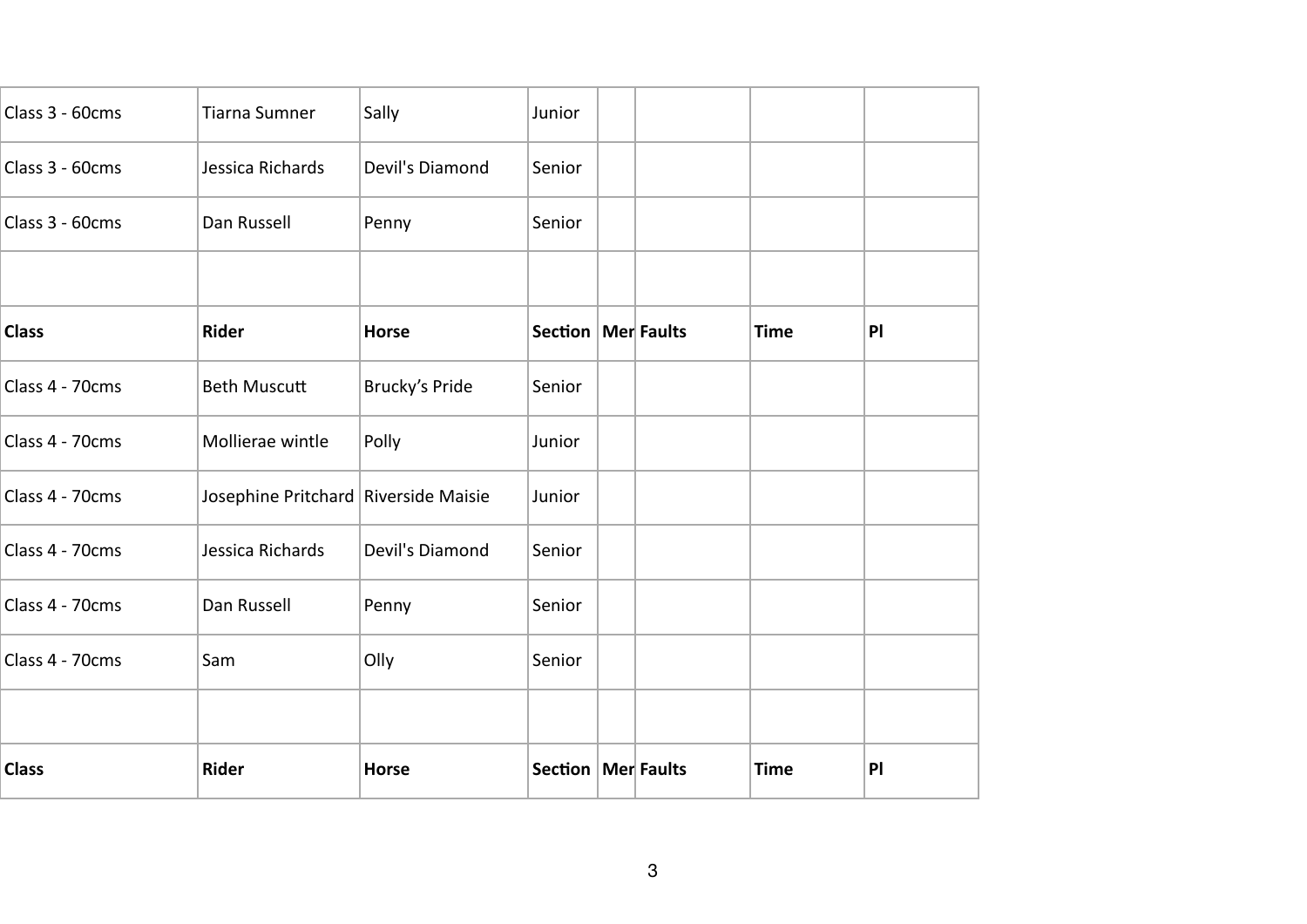| Class 3 - 60cms | Tiarna Sumner | Sally | Junior | | | | |
|---|---|---|---|---|---|---|---|
| Class 3 - 60cms | Jessica Richards | Devil's Diamond | Senior | | | | |
| Class 3 - 60cms | Dan Russell | Penny | Senior | | | | |
| | | | | | | | |
| **Class** | **Rider** | **Horse** | **Section** | **Mer** | **Faults** | **Time** | **Pl** |
| Class 4 - 70cms | Beth Muscutt | Brucky’s Pride | Senior | | | | |
| Class 4 - 70cms | Mollierae wintle | Polly | Junior | | | | |
| Class 4 - 70cms | Josephine Pritchard | Riverside Maisie | Junior | | | | |
| Class 4 - 70cms | Jessica Richards | Devil's Diamond | Senior | | | | |
| Class 4 - 70cms | Dan Russell | Penny | Senior | | | | |
| Class 4 - 70cms | Sam | Olly | Senior | | | | |
| | | | | | | | |
| **Class** | **Rider** | **Horse** | **Section** | **Mer** | **Faults** | **Time** | **Pl** |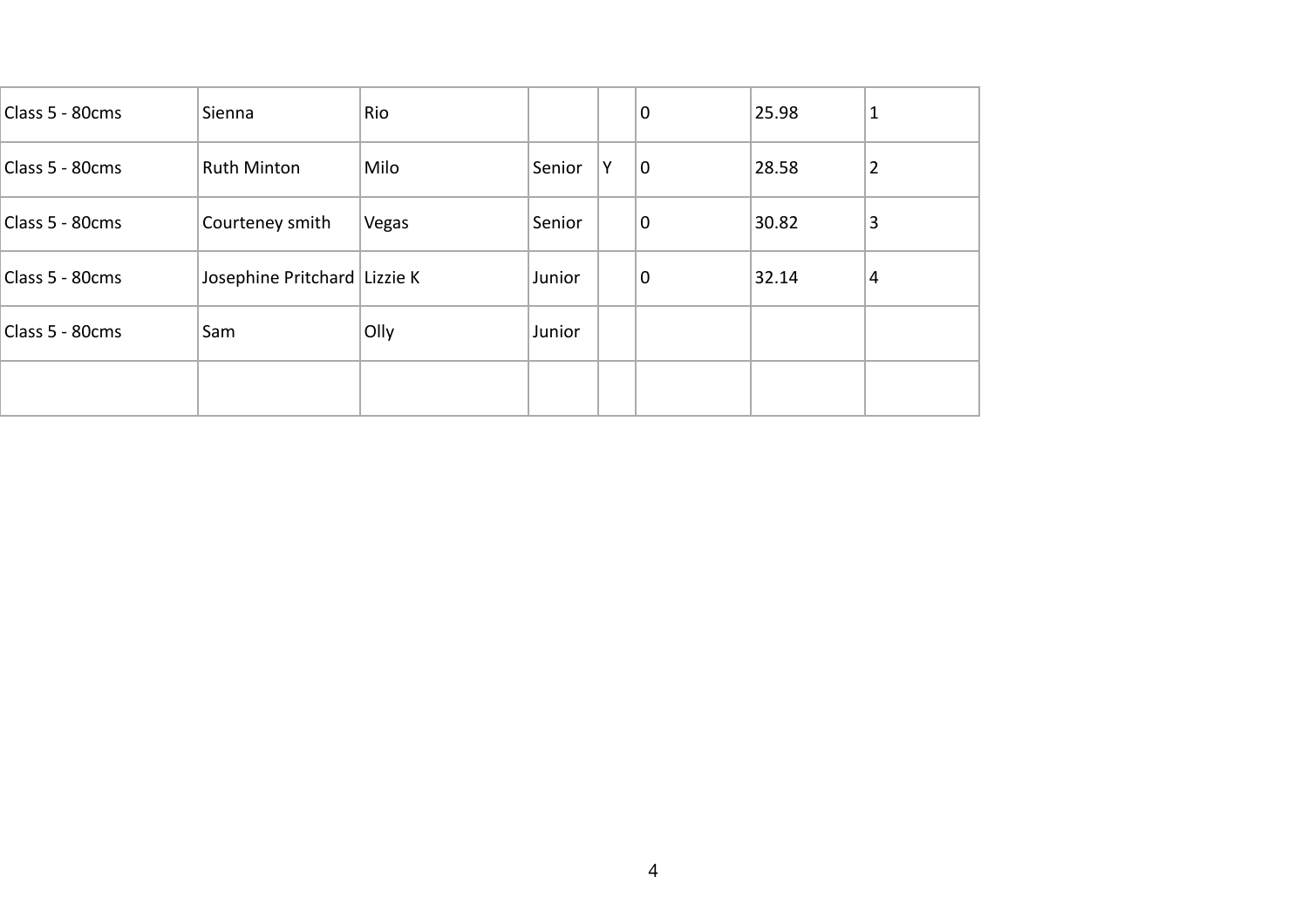| | | | | | | | |
|---|---|---|---|---|---|---|---|
| Class 5 - 80cms | Sienna | Rio | | | 0 | 25.98 | 1 |
| Class 5 - 80cms | Ruth Minton | Milo | Senior | Y | 0 | 28.58 | 2 |
| Class 5 - 80cms | Courteney smith | Vegas | Senior | | 0 | 30.82 | 3 |
| Class 5 - 80cms | Josephine Pritchard | Lizzie K | Junior | | 0 | 32.14 | 4 |
| Class 5 - 80cms | Sam | Olly | Junior | | | | |
| | | | | | | | |